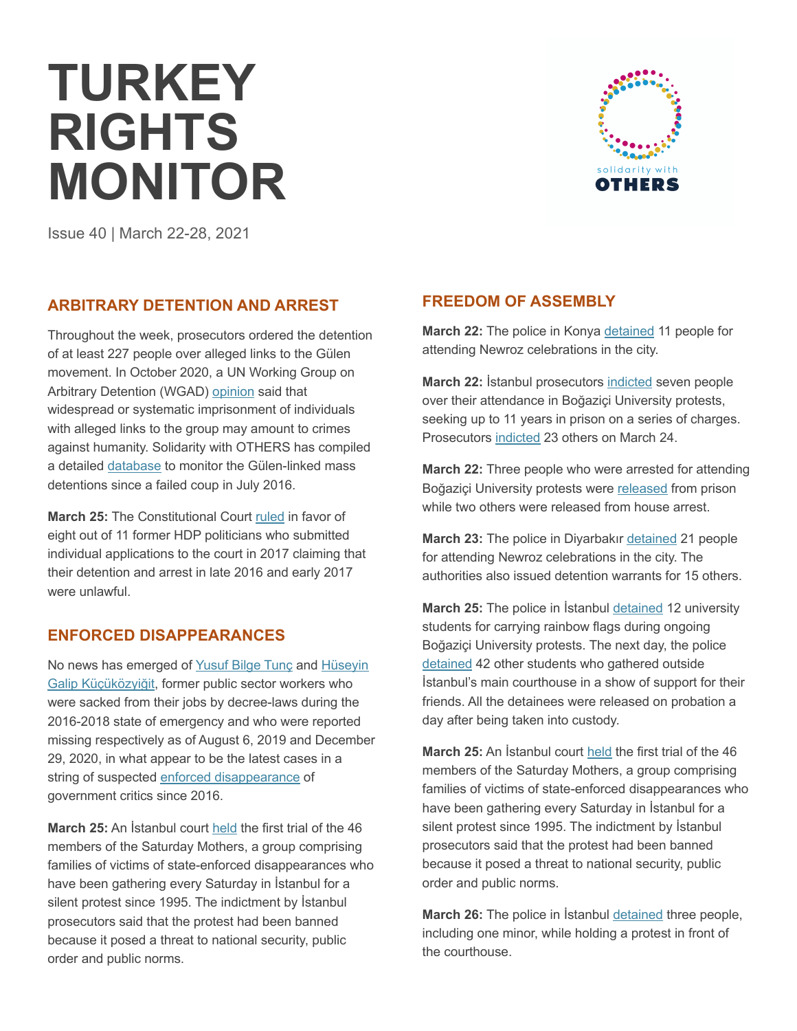# TURKEY RIGHTS MONITOR

solidarity with OTHERS

Issue 40 | March 22-28, 2021

## ARBITRARY DETENTION AND ARREST

Throughout the week, prosecutors ordered the detention of at least 227 people over alleged links to the Gülen movement. In October 2020, a UN Working Group on Arbitrary Detention (WGAD) opinion said that widespread or systematic imprisonment of individuals with alleged links to the group may amount to crimes against humanity. Solidarity with OTHERS has compiled a detailed database to monitor the Gülen-linked mass detentions since a failed coup in July 2016.

**March 25:** The Constitutional Court ruled in favor of eight out of 11 former HDP politicians who submitted individual applications to the court in 2017 claiming that their detention and arrest in late 2016 and early 2017 were unlawful.

## ENFORCED DISAPPEARANCES

No news has emerged of Yusuf Bilge Tunç and Hüseyin Galip Küçüközyiğit, former public sector workers who were sacked from their jobs by decree-laws during the 2016-2018 state of emergency and who were reported missing respectively as of August 6, 2019 and December 29, 2020, in what appear to be the latest cases in a string of suspected enforced disappearance of government critics since 2016.

**March 25:** An İstanbul court held the first trial of the 46 members of the Saturday Mothers, a group comprising families of victims of state-enforced disappearances who have been gathering every Saturday in İstanbul for a silent protest since 1995. The indictment by İstanbul prosecutors said that the protest had been banned because it posed a threat to national security, public order and public norms.

## FREEDOM OF ASSEMBLY

**March 22:** The police in Konya detained 11 people for attending Newroz celebrations in the city.

**March 22:** İstanbul prosecutors indicted seven people over their attendance in Boğaziçi University protests, seeking up to 11 years in prison on a series of charges. Prosecutors indicted 23 others on March 24.

**March 22:** Three people who were arrested for attending Boğaziçi University protests were released from prison while two others were released from house arrest.

**March 23:** The police in Diyarbakır detained 21 people for attending Newroz celebrations in the city. The authorities also issued detention warrants for 15 others.

**March 25:** The police in İstanbul detained 12 university students for carrying rainbow flags during ongoing Boğaziçi University protests. The next day, the police detained 42 other students who gathered outside İstanbul's main courthouse in a show of support for their friends. All the detainees were released on probation a day after being taken into custody.

**March 25:** An İstanbul court held the first trial of the 46 members of the Saturday Mothers, a group comprising families of victims of state-enforced disappearances who have been gathering every Saturday in İstanbul for a silent protest since 1995. The indictment by İstanbul prosecutors said that the protest had been banned because it posed a threat to national security, public order and public norms.

**March 26:** The police in İstanbul detained three people, including one minor, while holding a protest in front of the courthouse.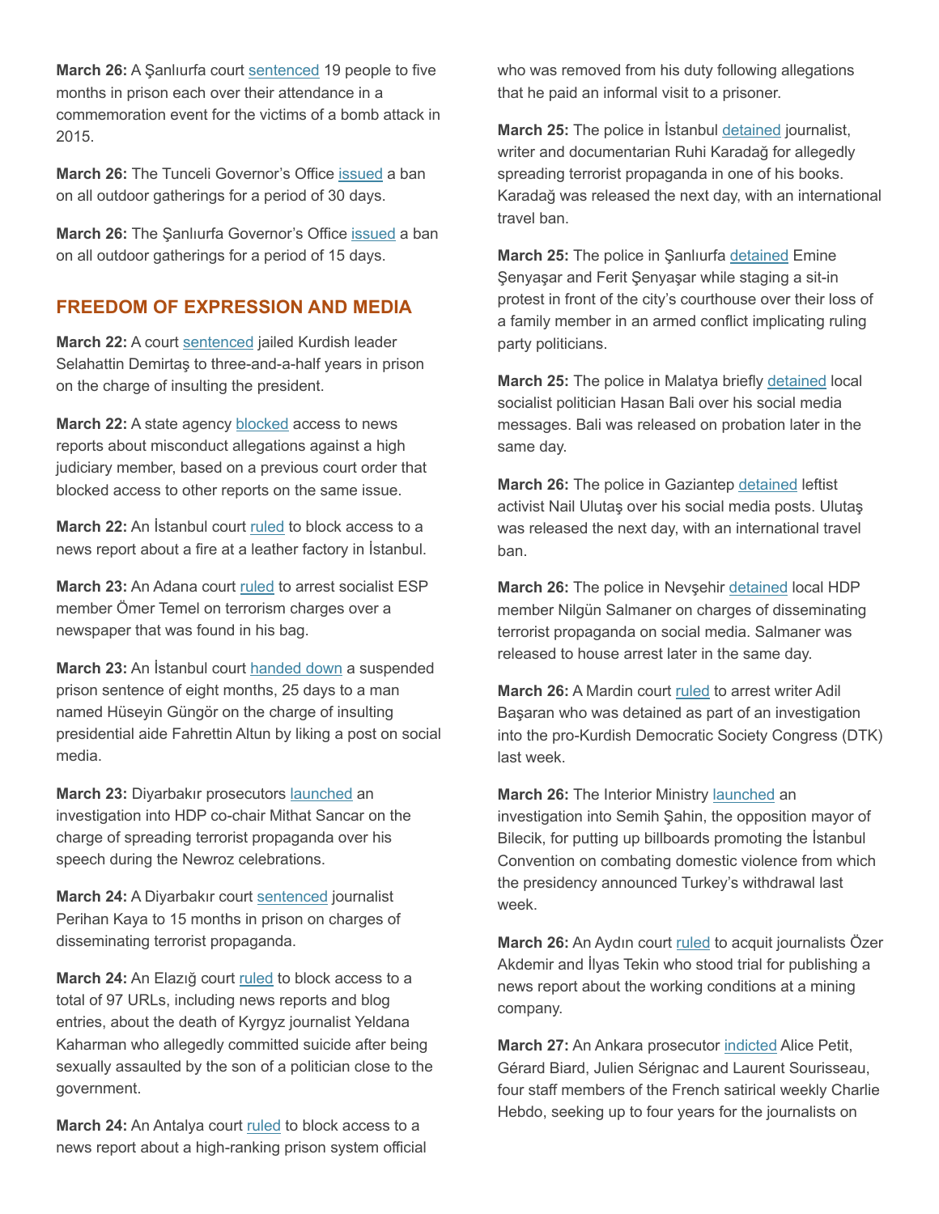**March 26:** A Şanlıurfa court sentenced 19 people to five months in prison each over their attendance in a commemoration event for the victims of a bomb attack in 2015.

**March 26:** The Tunceli Governor's Office issued a ban on all outdoor gatherings for a period of 30 days.

**March 26:** The Şanlıurfa Governor's Office issued a ban on all outdoor gatherings for a period of 15 days.

## FREEDOM OF EXPRESSION AND MEDIA

**March 22:** A court sentenced jailed Kurdish leader Selahattin Demirtaş to three-and-a-half years in prison on the charge of insulting the president.

**March 22:** A state agency blocked access to news reports about misconduct allegations against a high judiciary member, based on a previous court order that blocked access to other reports on the same issue.

**March 22:** An İstanbul court ruled to block access to a news report about a fire at a leather factory in İstanbul.

**March 23:** An Adana court ruled to arrest socialist ESP member Ömer Temel on terrorism charges over a newspaper that was found in his bag.

**March 23:** An İstanbul court handed down a suspended prison sentence of eight months, 25 days to a man named Hüseyin Güngör on the charge of insulting presidential aide Fahrettin Altun by liking a post on social media.

**March 23:** Diyarbakır prosecutors launched an investigation into HDP co-chair Mithat Sancar on the charge of spreading terrorist propaganda over his speech during the Newroz celebrations.

**March 24:** A Diyarbakır court sentenced journalist Perihan Kaya to 15 months in prison on charges of disseminating terrorist propaganda.

**March 24:** An Elazığ court ruled to block access to a total of 97 URLs, including news reports and blog entries, about the death of Kyrgyz journalist Yeldana Kaharman who allegedly committed suicide after being sexually assaulted by the son of a politician close to the government.

**March 24:** An Antalya court ruled to block access to a news report about a high-ranking prison system official who was removed from his duty following allegations that he paid an informal visit to a prisoner.

**March 25:** The police in İstanbul detained journalist, writer and documentarian Ruhi Karadağ for allegedly spreading terrorist propaganda in one of his books. Karadağ was released the next day, with an international travel ban.

**March 25:** The police in Şanlıurfa detained Emine Şenyaşar and Ferit Şenyaşar while staging a sit-in protest in front of the city's courthouse over their loss of a family member in an armed conflict implicating ruling party politicians.

**March 25:** The police in Malatya briefly detained local socialist politician Hasan Bali over his social media messages. Bali was released on probation later in the same day.

**March 26:** The police in Gaziantep detained leftist activist Nail Ulutaş over his social media posts. Ulutaş was released the next day, with an international travel ban.

**March 26:** The police in Nevşehir detained local HDP member Nilgün Salmaner on charges of disseminating terrorist propaganda on social media. Salmaner was released to house arrest later in the same day.

**March 26:** A Mardin court ruled to arrest writer Adil Başaran who was detained as part of an investigation into the pro-Kurdish Democratic Society Congress (DTK) last week.

**March 26:** The Interior Ministry launched an investigation into Semih Şahin, the opposition mayor of Bilecik, for putting up billboards promoting the İstanbul Convention on combating domestic violence from which the presidency announced Turkey's withdrawal last week.

**March 26:** An Aydın court ruled to acquit journalists Özer Akdemir and İlyas Tekin who stood trial for publishing a news report about the working conditions at a mining company.

**March 27:** An Ankara prosecutor indicted Alice Petit, Gérard Biard, Julien Sérignac and Laurent Sourisseau, four staff members of the French satirical weekly Charlie Hebdo, seeking up to four years for the journalists on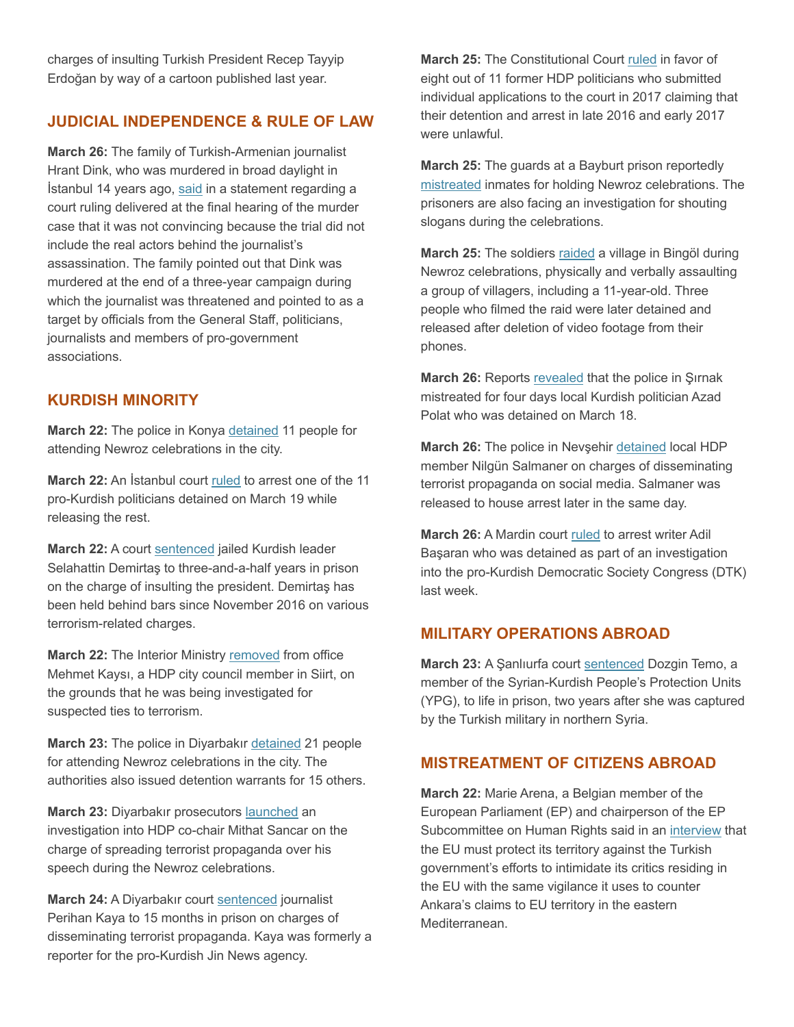charges of insulting Turkish President Recep Tayyip Erdoğan by way of a cartoon published last year.

## JUDICIAL INDEPENDENCE & RULE OF LAW

**March 26:** The family of Turkish-Armenian journalist Hrant Dink, who was murdered in broad daylight in İstanbul 14 years ago, said in a statement regarding a court ruling delivered at the final hearing of the murder case that it was not convincing because the trial did not include the real actors behind the journalist's assassination. The family pointed out that Dink was murdered at the end of a three-year campaign during which the journalist was threatened and pointed to as a target by officials from the General Staff, politicians, journalists and members of pro-government associations.

## KURDISH MINORITY

**March 22:** The police in Konya detained 11 people for attending Newroz celebrations in the city.

**March 22:** An İstanbul court ruled to arrest one of the 11 pro-Kurdish politicians detained on March 19 while releasing the rest.

**March 22:** A court sentenced jailed Kurdish leader Selahattin Demirtaş to three-and-a-half years in prison on the charge of insulting the president. Demirtaş has been held behind bars since November 2016 on various terrorism-related charges.

**March 22:** The Interior Ministry removed from office Mehmet Kaysı, a HDP city council member in Siirt, on the grounds that he was being investigated for suspected ties to terrorism.

**March 23:** The police in Diyarbakır detained 21 people for attending Newroz celebrations in the city. The authorities also issued detention warrants for 15 others.

**March 23:** Diyarbakır prosecutors launched an investigation into HDP co-chair Mithat Sancar on the charge of spreading terrorist propaganda over his speech during the Newroz celebrations.

**March 24:** A Diyarbakır court sentenced journalist Perihan Kaya to 15 months in prison on charges of disseminating terrorist propaganda. Kaya was formerly a reporter for the pro-Kurdish Jin News agency.

**March 25:** The Constitutional Court ruled in favor of eight out of 11 former HDP politicians who submitted individual applications to the court in 2017 claiming that their detention and arrest in late 2016 and early 2017 were unlawful.

**March 25:** The guards at a Bayburt prison reportedly mistreated inmates for holding Newroz celebrations. The prisoners are also facing an investigation for shouting slogans during the celebrations.

**March 25:** The soldiers raided a village in Bingöl during Newroz celebrations, physically and verbally assaulting a group of villagers, including a 11-year-old. Three people who filmed the raid were later detained and released after deletion of video footage from their phones.

**March 26:** Reports revealed that the police in Şırnak mistreated for four days local Kurdish politician Azad Polat who was detained on March 18.

**March 26:** The police in Nevşehir detained local HDP member Nilgün Salmaner on charges of disseminating terrorist propaganda on social media. Salmaner was released to house arrest later in the same day.

**March 26:** A Mardin court ruled to arrest writer Adil Başaran who was detained as part of an investigation into the pro-Kurdish Democratic Society Congress (DTK) last week.

## MILITARY OPERATIONS ABROAD

**March 23:** A Şanlıurfa court sentenced Dozgin Temo, a member of the Syrian-Kurdish People's Protection Units (YPG), to life in prison, two years after she was captured by the Turkish military in northern Syria.

## MISTREATMENT OF CITIZENS ABROAD

**March 22:** Marie Arena, a Belgian member of the European Parliament (EP) and chairperson of the EP Subcommittee on Human Rights said in an interview that the EU must protect its territory against the Turkish government's efforts to intimidate its critics residing in the EU with the same vigilance it uses to counter Ankara's claims to EU territory in the eastern Mediterranean.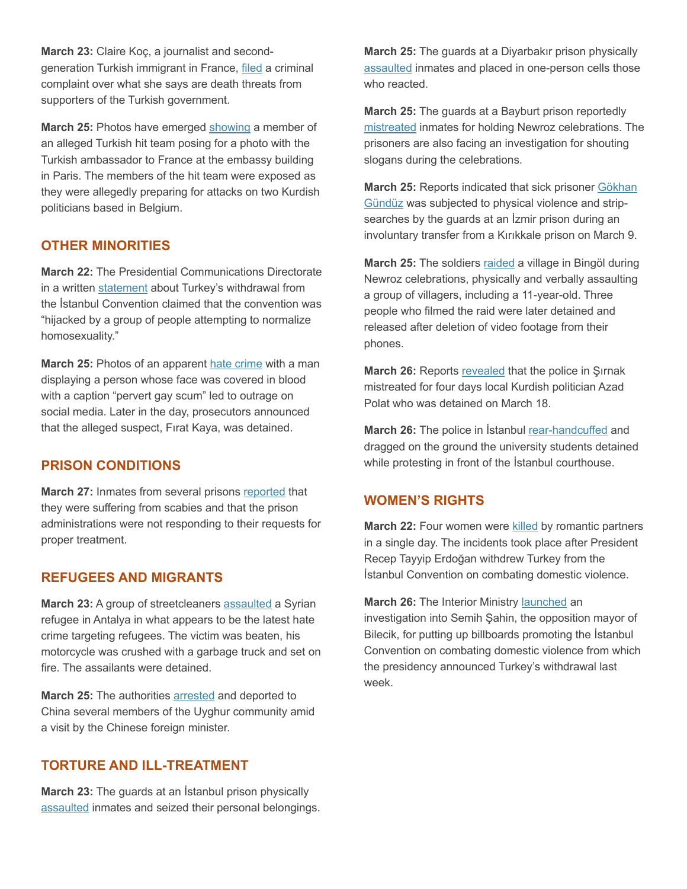**March 23:** Claire Koç, a journalist and second-generation Turkish immigrant in France, filed a criminal complaint over what she says are death threats from supporters of the Turkish government.

**March 25:** Photos have emerged showing a member of an alleged Turkish hit team posing for a photo with the Turkish ambassador to France at the embassy building in Paris. The members of the hit team were exposed as they were allegedly preparing for attacks on two Kurdish politicians based in Belgium.

## OTHER MINORITIES

**March 22:** The Presidential Communications Directorate in a written statement about Turkey's withdrawal from the İstanbul Convention claimed that the convention was "hijacked by a group of people attempting to normalize homosexuality."

**March 25:** Photos of an apparent hate crime with a man displaying a person whose face was covered in blood with a caption "pervert gay scum" led to outrage on social media. Later in the day, prosecutors announced that the alleged suspect, Fırat Kaya, was detained.

## PRISON CONDITIONS

**March 27:** Inmates from several prisons reported that they were suffering from scabies and that the prison administrations were not responding to their requests for proper treatment.

## REFUGEES AND MIGRANTS

**March 23:** A group of streetcleaners assaulted a Syrian refugee in Antalya in what appears to be the latest hate crime targeting refugees. The victim was beaten, his motorcycle was crushed with a garbage truck and set on fire. The assailants were detained.

**March 25:** The authorities arrested and deported to China several members of the Uyghur community amid a visit by the Chinese foreign minister.

## TORTURE AND ILL-TREATMENT

**March 23:** The guards at an İstanbul prison physically assaulted inmates and seized their personal belongings.

**March 25:** The guards at a Diyarbakır prison physically assaulted inmates and placed in one-person cells those who reacted.

**March 25:** The guards at a Bayburt prison reportedly mistreated inmates for holding Newroz celebrations. The prisoners are also facing an investigation for shouting slogans during the celebrations.

**March 25:** Reports indicated that sick prisoner Gökhan Gündüz was subjected to physical violence and strip-searches by the guards at an İzmir prison during an involuntary transfer from a Kırıkkale prison on March 9.

**March 25:** The soldiers raided a village in Bingöl during Newroz celebrations, physically and verbally assaulting a group of villagers, including a 11-year-old. Three people who filmed the raid were later detained and released after deletion of video footage from their phones.

**March 26:** Reports revealed that the police in Şırnak mistreated for four days local Kurdish politician Azad Polat who was detained on March 18.

**March 26:** The police in İstanbul rear-handcuffed and dragged on the ground the university students detained while protesting in front of the İstanbul courthouse.

## WOMEN'S RIGHTS

**March 22:** Four women were killed by romantic partners in a single day. The incidents took place after President Recep Tayyip Erdoğan withdrew Turkey from the İstanbul Convention on combating domestic violence.

**March 26:** The Interior Ministry launched an investigation into Semih Şahin, the opposition mayor of Bilecik, for putting up billboards promoting the İstanbul Convention on combating domestic violence from which the presidency announced Turkey's withdrawal last week.